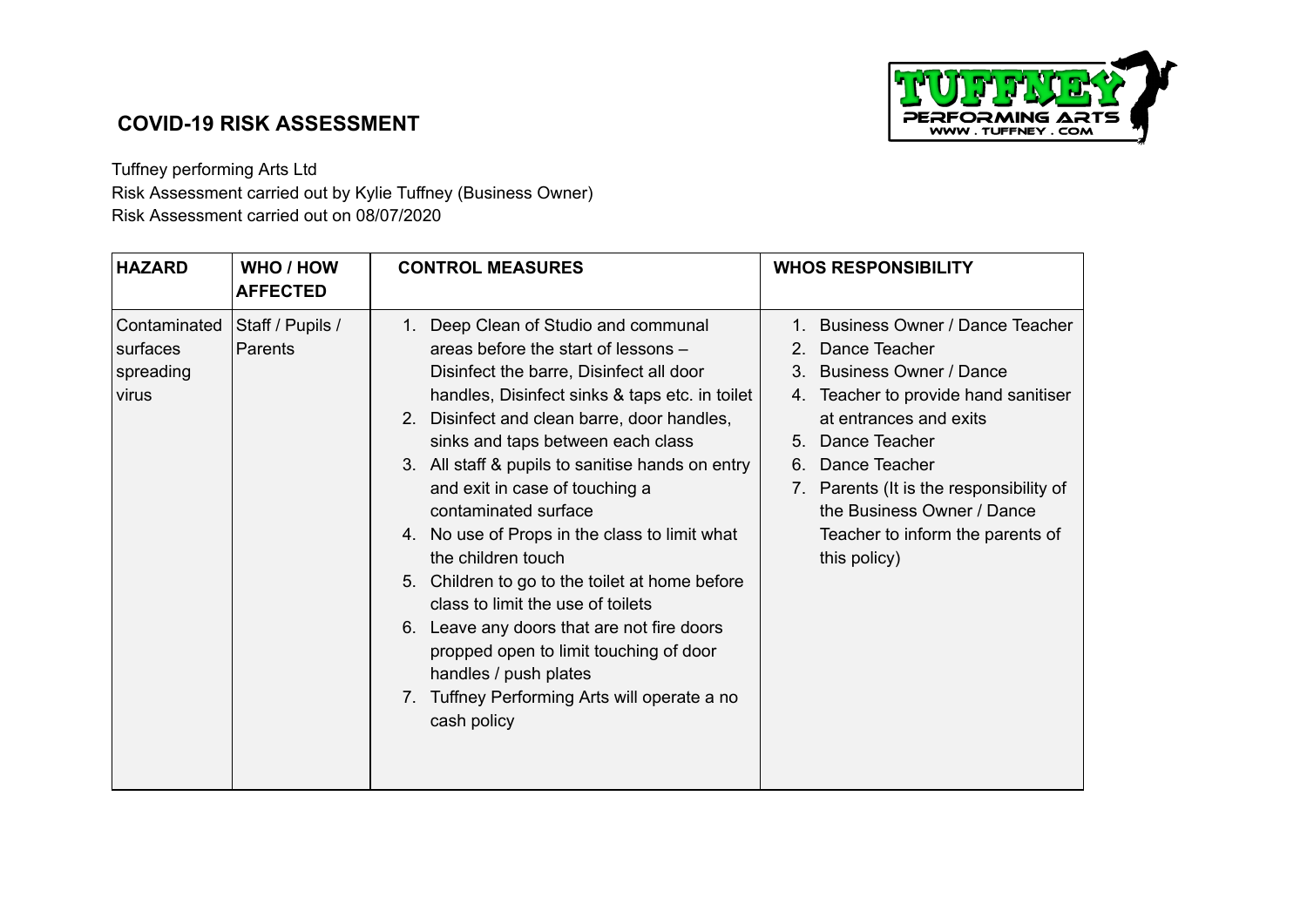# COVID-19 RISK ASSESSMENT

Tuffney performing Arts Ltd
Risk Assessment carried out by Kylie Tuffney (Business Owner)
Risk Assessment carried out on 08/07/2020

| HAZARD | WHO / HOW AFFECTED | CONTROL MEASURES | WHOS RESPONSIBILITY |
|---|---|---|---|
| Contaminated surfaces spreading virus | Staff / Pupils / Parents | 1. Deep Clean of Studio and communal areas before the start of lessons – Disinfect the barre, Disinfect all door handles, Disinfect sinks & taps etc. in toilet<br>2. Disinfect and clean barre, door handles, sinks and taps between each class<br>3. All staff & pupils to sanitise hands on entry and exit in case of touching a contaminated surface<br>4. No use of Props in the class to limit what the children touch<br>5. Children to go to the toilet at home before class to limit the use of toilets<br>6. Leave any doors that are not fire doors propped open to limit touching of door handles / push plates<br>7. Tuffney Performing Arts will operate a no cash policy | 1. Business Owner / Dance Teacher<br>2. Dance Teacher<br>3. Business Owner / Dance<br>4. Teacher to provide hand sanitiser at entrances and exits<br>5. Dance Teacher<br>6. Dance Teacher<br>7. Parents (It is the responsibility of the Business Owner / Dance Teacher to inform the parents of this policy) |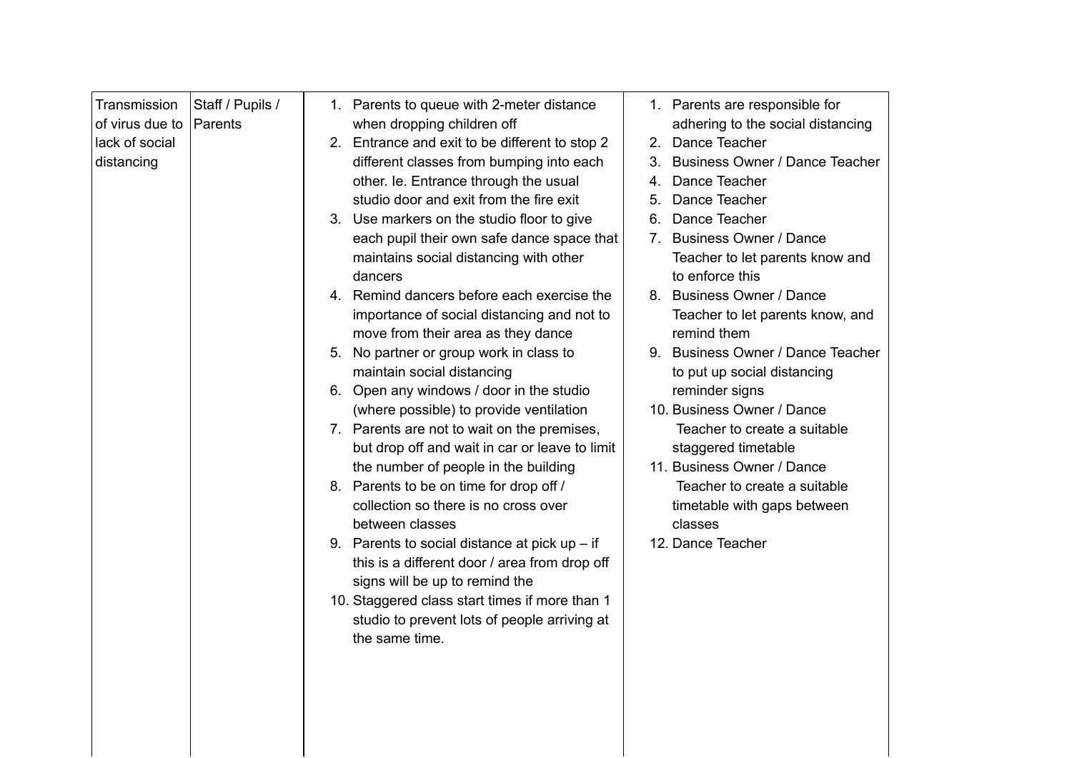| Transmission of virus due to lack of social distancing | Staff / Pupils / Parents | 1. Parents to queue with 2-meter distance when dropping children off<br>2. Entrance and exit to be different to stop 2 different classes from bumping into each other. Ie. Entrance through the usual studio door and exit from the fire exit<br>3. Use markers on the studio floor to give each pupil their own safe dance space that maintains social distancing with other dancers<br>4. Remind dancers before each exercise the importance of social distancing and not to move from their area as they dance<br>5. No partner or group work in class to maintain social distancing<br>6. Open any windows / door in the studio (where possible) to provide ventilation<br>7. Parents are not to wait on the premises, but drop off and wait in car or leave to limit the number of people in the building<br>8. Parents to be on time for drop off / collection so there is no cross over between classes<br>9. Parents to social distance at pick up – if this is a different door / area from drop off signs will be up to remind the<br>10. Staggered class start times if more than 1 studio to prevent lots of people arriving at the same time. | 1. Parents are responsible for adhering to the social distancing<br>2. Dance Teacher<br>3. Business Owner / Dance Teacher<br>4. Dance Teacher<br>5. Dance Teacher<br>6. Dance Teacher<br>7. Business Owner / Dance Teacher to let parents know and to enforce this<br>8. Business Owner / Dance Teacher to let parents know, and remind them<br>9. Business Owner / Dance Teacher to put up social distancing reminder signs<br>10. Business Owner / Dance Teacher to create a suitable staggered timetable<br>11. Business Owner / Dance Teacher to create a suitable timetable with gaps between classes<br>12. Dance Teacher |
|---|---|---|---|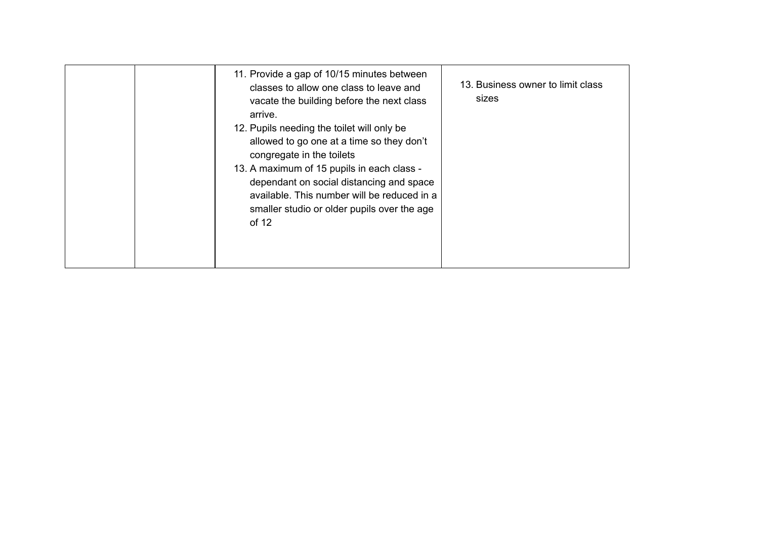| | | | |
|---|---|---|---|
| | | 11. Provide a gap of 10/15 minutes between classes to allow one class to leave and vacate the building before the next class arrive.<br>12. Pupils needing the toilet will only be allowed to go one at a time so they don't congregate in the toilets<br>13. A maximum of 15 pupils in each class - dependant on social distancing and space available. This number will be reduced in a smaller studio or older pupils over the age of 12 | 13. Business owner to limit class sizes |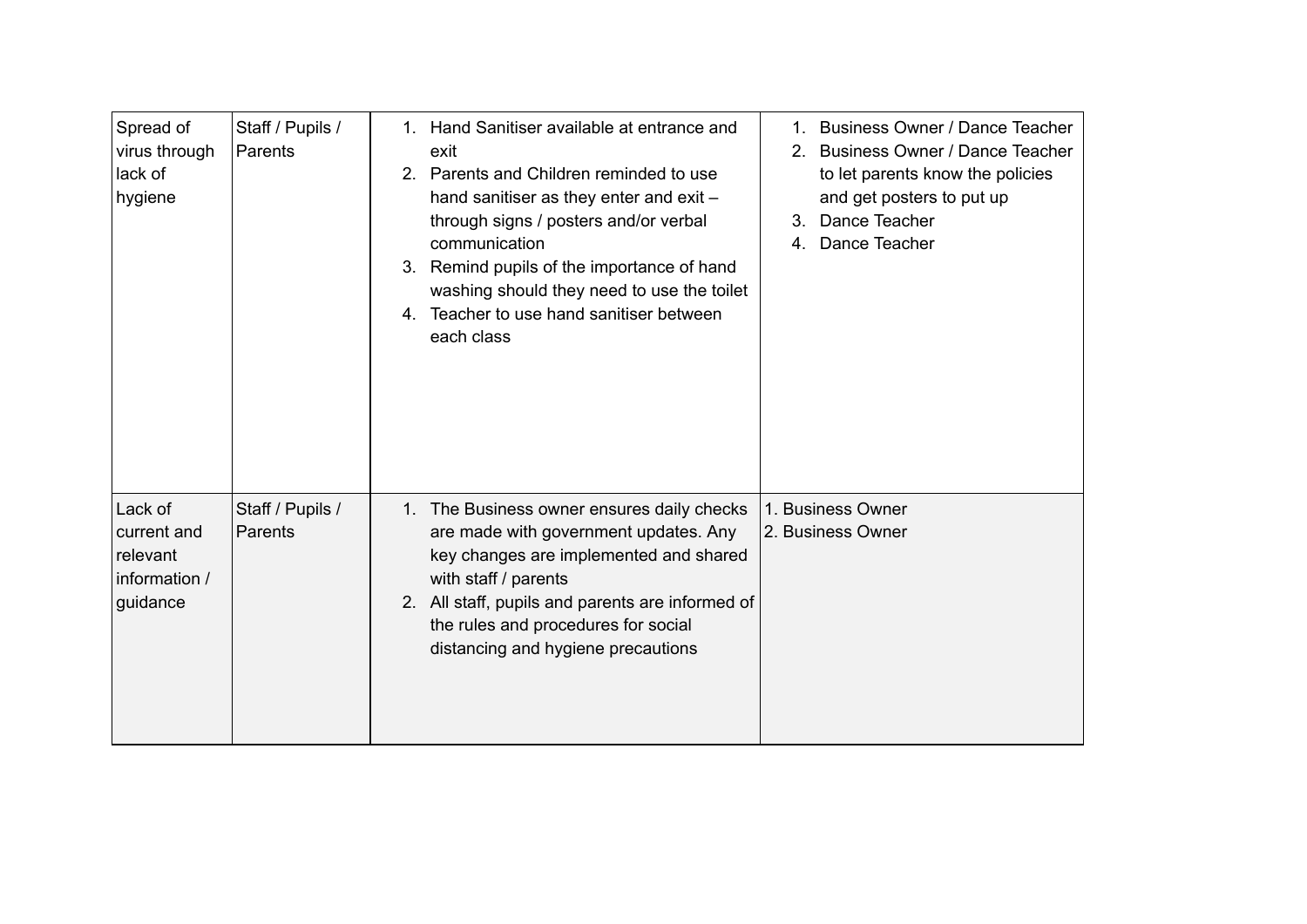| | | | |
|---|---|---|---|
| Spread of virus through lack of hygiene | Staff / Pupils / Parents | 1. Hand Sanitiser available at entrance and exit<br>2. Parents and Children reminded to use hand sanitiser as they enter and exit – through signs / posters and/or verbal communication<br>3. Remind pupils of the importance of hand washing should they need to use the toilet<br>4. Teacher to use hand sanitiser between each class | 1. Business Owner / Dance Teacher<br>2. Business Owner / Dance Teacher to let parents know the policies and get posters to put up<br>3. Dance Teacher<br>4. Dance Teacher |
| Lack of current and relevant information / guidance | Staff / Pupils / Parents | 1. The Business owner ensures daily checks are made with government updates. Any key changes are implemented and shared with staff / parents<br>2. All staff, pupils and parents are informed of the rules and procedures for social distancing and hygiene precautions | 1. Business Owner<br>2. Business Owner |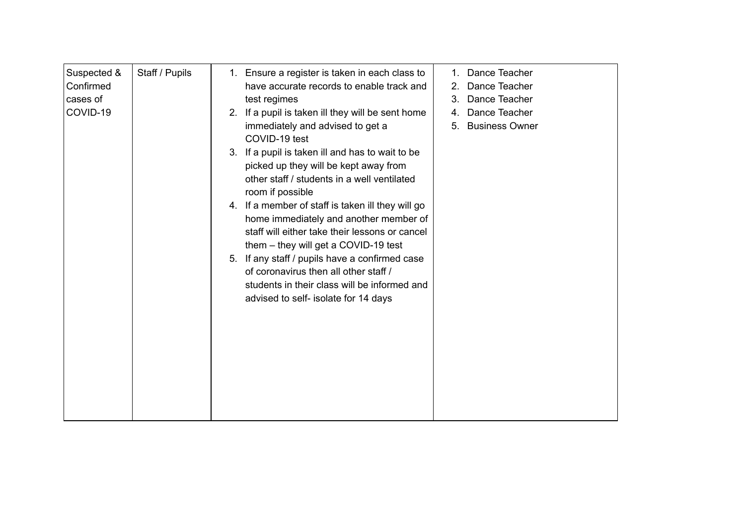| | | | |
|---|---|---|---|
| Suspected & Confirmed cases of COVID-19 | Staff / Pupils | 1. Ensure a register is taken in each class to have accurate records to enable track and test regimes<br>2. If a pupil is taken ill they will be sent home immediately and advised to get a COVID-19 test<br>3. If a pupil is taken ill and has to wait to be picked up they will be kept away from other staff / students in a well ventilated room if possible<br>4. If a member of staff is taken ill they will go home immediately and another member of staff will either take their lessons or cancel them – they will get a COVID-19 test<br>5. If any staff / pupils have a confirmed case of coronavirus then all other staff / students in their class will be informed and advised to self- isolate for 14 days | 1. Dance Teacher<br>2. Dance Teacher<br>3. Dance Teacher<br>4. Dance Teacher<br>5. Business Owner |